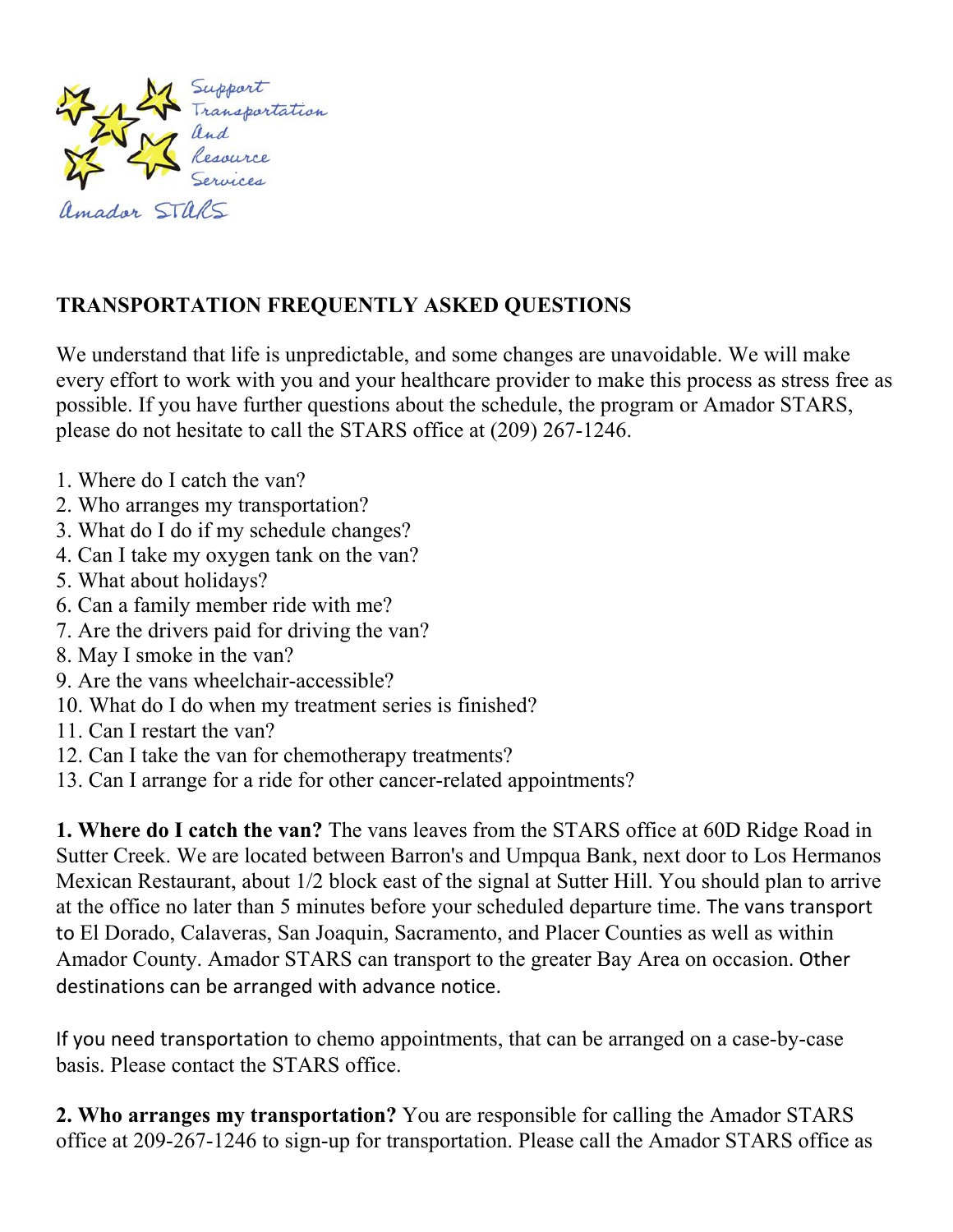Support
Transportation
And
Resource
Services

Amador STARS

## TRANSPORTATION FREQUENTLY ASKED QUESTIONS

We understand that life is unpredictable, and some changes are unavoidable. We will make every effort to work with you and your healthcare provider to make this process as stress free as possible. If you have further questions about the schedule, the program or Amador STARS, please do not hesitate to call the STARS office at (209) 267-1246.

1. Where do I catch the van?
2. Who arranges my transportation?
3. What do I do if my schedule changes?
4. Can I take my oxygen tank on the van?
5. What about holidays?
6. Can a family member ride with me?
7. Are the drivers paid for driving the van?
8. May I smoke in the van?
9. Are the vans wheelchair-accessible?
10. What do I do when my treatment series is finished?
11. Can I restart the van?
12. Can I take the van for chemotherapy treatments?
13. Can I arrange for a ride for other cancer-related appointments?

**1. Where do I catch the van?** The vans leaves from the STARS office at 60D Ridge Road in Sutter Creek. We are located between Barron's and Umpqua Bank, next door to Los Hermanos Mexican Restaurant, about 1/2 block east of the signal at Sutter Hill. You should plan to arrive at the office no later than 5 minutes before your scheduled departure time. The vans transport to El Dorado, Calaveras, San Joaquin, Sacramento, and Placer Counties as well as within Amador County. Amador STARS can transport to the greater Bay Area on occasion. Other destinations can be arranged with advance notice.

If you need transportation to chemo appointments, that can be arranged on a case-by-case basis. Please contact the STARS office.

**2. Who arranges my transportation?** You are responsible for calling the Amador STARS office at 209-267-1246 to sign-up for transportation. Please call the Amador STARS office as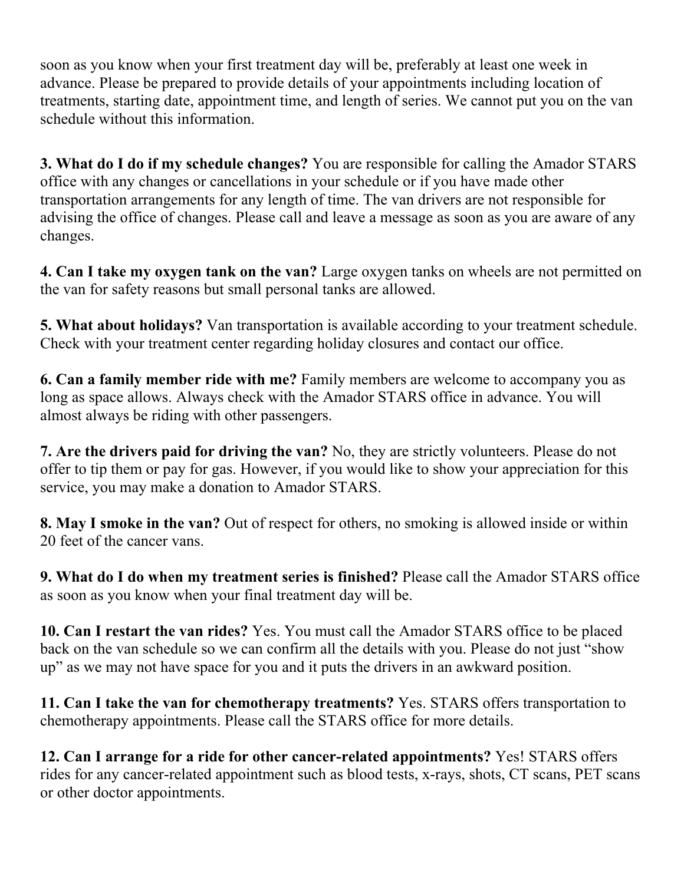soon as you know when your first treatment day will be, preferably at least one week in advance. Please be prepared to provide details of your appointments including location of treatments, starting date, appointment time, and length of series. We cannot put you on the van schedule without this information.

**3. What do I do if my schedule changes?** You are responsible for calling the Amador STARS office with any changes or cancellations in your schedule or if you have made other transportation arrangements for any length of time. The van drivers are not responsible for advising the office of changes. Please call and leave a message as soon as you are aware of any changes.

**4. Can I take my oxygen tank on the van?** Large oxygen tanks on wheels are not permitted on the van for safety reasons but small personal tanks are allowed.

**5. What about holidays?** Van transportation is available according to your treatment schedule. Check with your treatment center regarding holiday closures and contact our office.

**6. Can a family member ride with me?** Family members are welcome to accompany you as long as space allows. Always check with the Amador STARS office in advance. You will almost always be riding with other passengers.

**7. Are the drivers paid for driving the van?** No, they are strictly volunteers. Please do not offer to tip them or pay for gas. However, if you would like to show your appreciation for this service, you may make a donation to Amador STARS.

**8. May I smoke in the van?** Out of respect for others, no smoking is allowed inside or within 20 feet of the cancer vans.

**9. What do I do when my treatment series is finished?** Please call the Amador STARS office as soon as you know when your final treatment day will be.

**10. Can I restart the van rides?** Yes. You must call the Amador STARS office to be placed back on the van schedule so we can confirm all the details with you. Please do not just "show up" as we may not have space for you and it puts the drivers in an awkward position.

**11. Can I take the van for chemotherapy treatments?** Yes. STARS offers transportation to chemotherapy appointments. Please call the STARS office for more details.

**12. Can I arrange for a ride for other cancer-related appointments?** Yes! STARS offers rides for any cancer-related appointment such as blood tests, x-rays, shots, CT scans, PET scans or other doctor appointments.